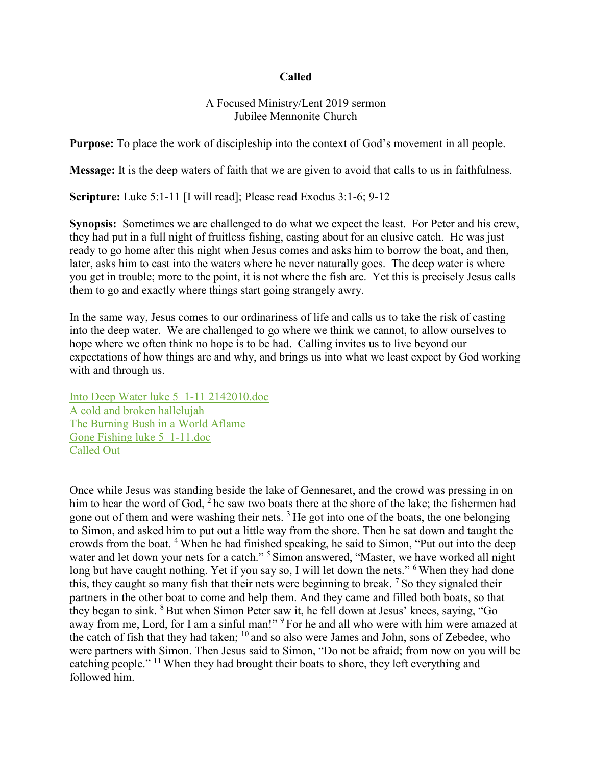# Called

A Focused Ministry/Lent 2019 sermon
Jubilee Mennonite Church

**Purpose:** To place the work of discipleship into the context of God's movement in all people.

**Message:** It is the deep waters of faith that we are given to avoid that calls to us in faithfulness.

**Scripture:** Luke 5:1-11 [I will read]; Please read Exodus 3:1-6; 9-12

**Synopsis:** Sometimes we are challenged to do what we expect the least. For Peter and his crew, they had put in a full night of fruitless fishing, casting about for an elusive catch. He was just ready to go home after this night when Jesus comes and asks him to borrow the boat, and then, later, asks him to cast into the waters where he never naturally goes. The deep water is where you get in trouble; more to the point, it is not where the fish are. Yet this is precisely Jesus calls them to go and exactly where things start going strangely awry.

In the same way, Jesus comes to our ordinariness of life and calls us to take the risk of casting into the deep water. We are challenged to go where we think we cannot, to allow ourselves to hope where we often think no hope is to be had. Calling invites us to live beyond our expectations of how things are and why, and brings us into what we least expect by God working with and through us.

Into Deep Water luke 5_1-11 2142010.doc
A cold and broken hallelujah
The Burning Bush in a World Aflame
Gone Fishing luke 5_1-11.doc
Called Out

Once while Jesus was standing beside the lake of Gennesaret, and the crowd was pressing in on him to hear the word of God, [2] he saw two boats there at the shore of the lake; the fishermen had gone out of them and were washing their nets. [3] He got into one of the boats, the one belonging to Simon, and asked him to put out a little way from the shore. Then he sat down and taught the crowds from the boat. [4] When he had finished speaking, he said to Simon, "Put out into the deep water and let down your nets for a catch." [5] Simon answered, "Master, we have worked all night long but have caught nothing. Yet if you say so, I will let down the nets." [6] When they had done this, they caught so many fish that their nets were beginning to break. [7] So they signaled their partners in the other boat to come and help them. And they came and filled both boats, so that they began to sink. [8] But when Simon Peter saw it, he fell down at Jesus' knees, saying, "Go away from me, Lord, for I am a sinful man!" [9] For he and all who were with him were amazed at the catch of fish that they had taken; [10] and so also were James and John, sons of Zebedee, who were partners with Simon. Then Jesus said to Simon, "Do not be afraid; from now on you will be catching people." [11] When they had brought their boats to shore, they left everything and followed him.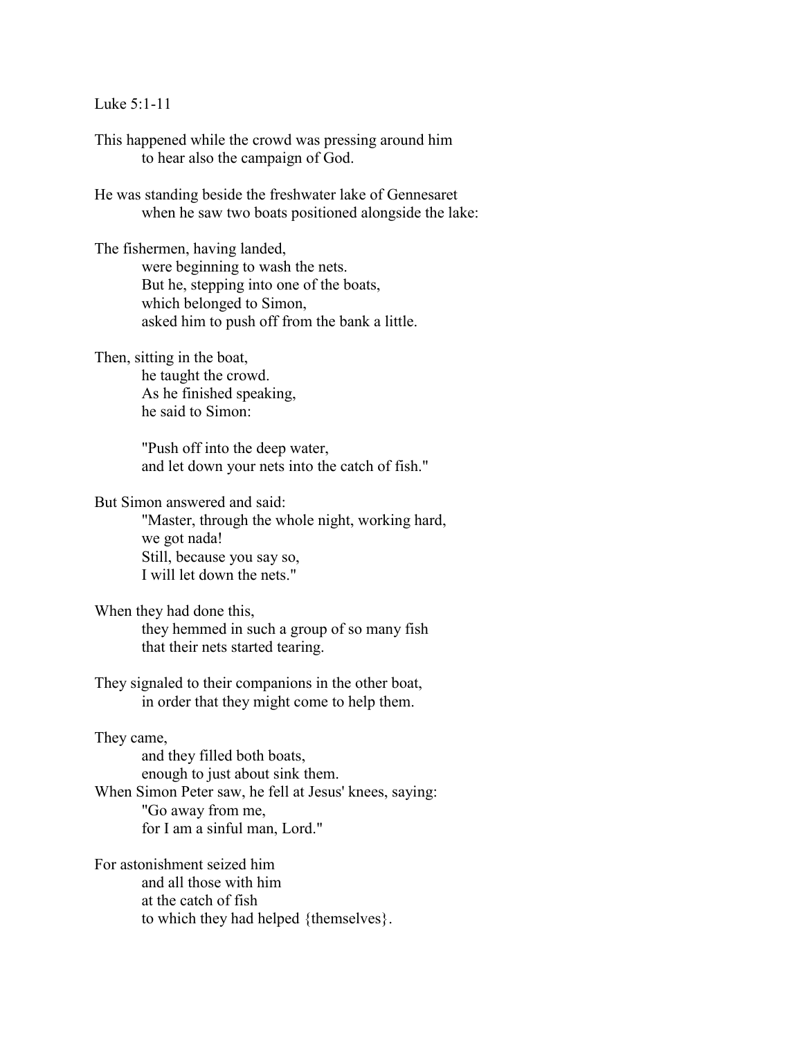Luke 5:1-11

This happened while the crowd was pressing around him
    to hear also the campaign of God.

He was standing beside the freshwater lake of Gennesaret
    when he saw two boats positioned alongside the lake:

The fishermen, having landed,
    were beginning to wash the nets.
    But he, stepping into one of the boats,
    which belonged to Simon,
    asked him to push off from the bank a little.

Then, sitting in the boat,
    he taught the crowd.
    As he finished speaking,
    he said to Simon:

    "Push off into the deep water,
    and let down your nets into the catch of fish."

But Simon answered and said:
    "Master, through the whole night, working hard,
    we got nada!
    Still, because you say so,
    I will let down the nets."

When they had done this,
    they hemmed in such a group of so many fish
    that their nets started tearing.

They signaled to their companions in the other boat,
    in order that they might come to help them.

They came,
    and they filled both boats,
    enough to just about sink them.
When Simon Peter saw, he fell at Jesus' knees, saying:
    "Go away from me,
    for I am a sinful man, Lord."

For astonishment seized him
    and all those with him
    at the catch of fish
    to which they had helped {themselves}.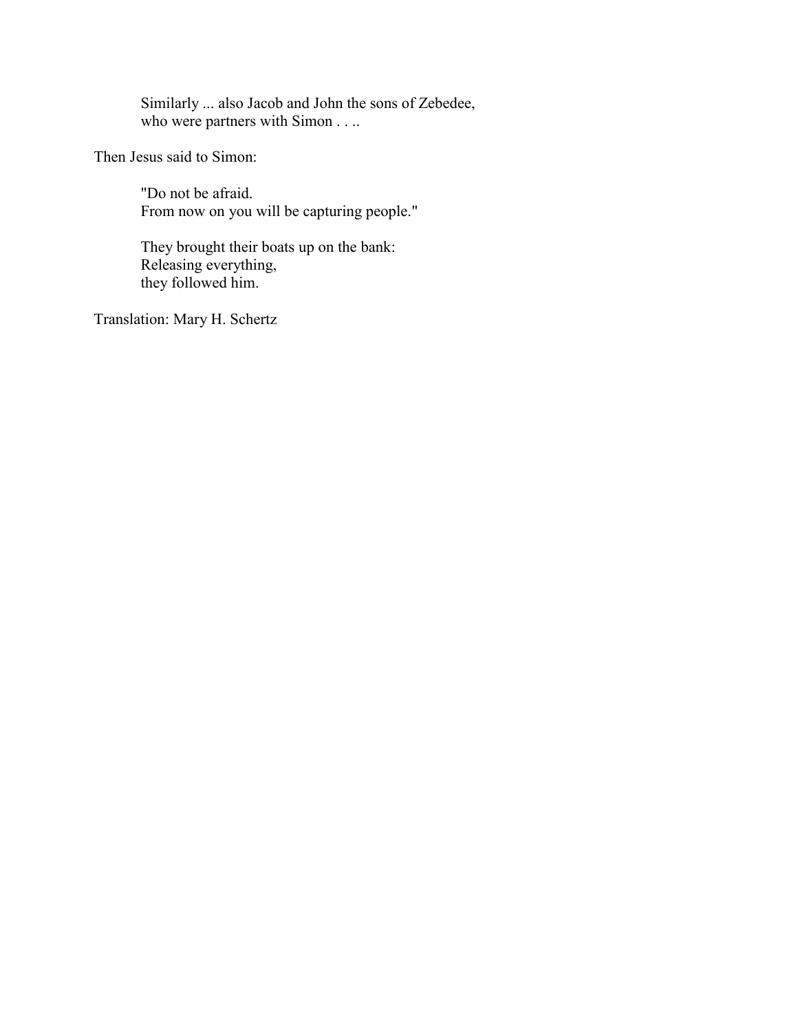> Similarly ... also Jacob and John the sons of Zebedee,
> who were partners with Simon . . ..

Then Jesus said to Simon:

> "Do not be afraid.
> From now on you will be capturing people."
>
> They brought their boats up on the bank:
> Releasing everything,
> they followed him.

Translation: Mary H. Schertz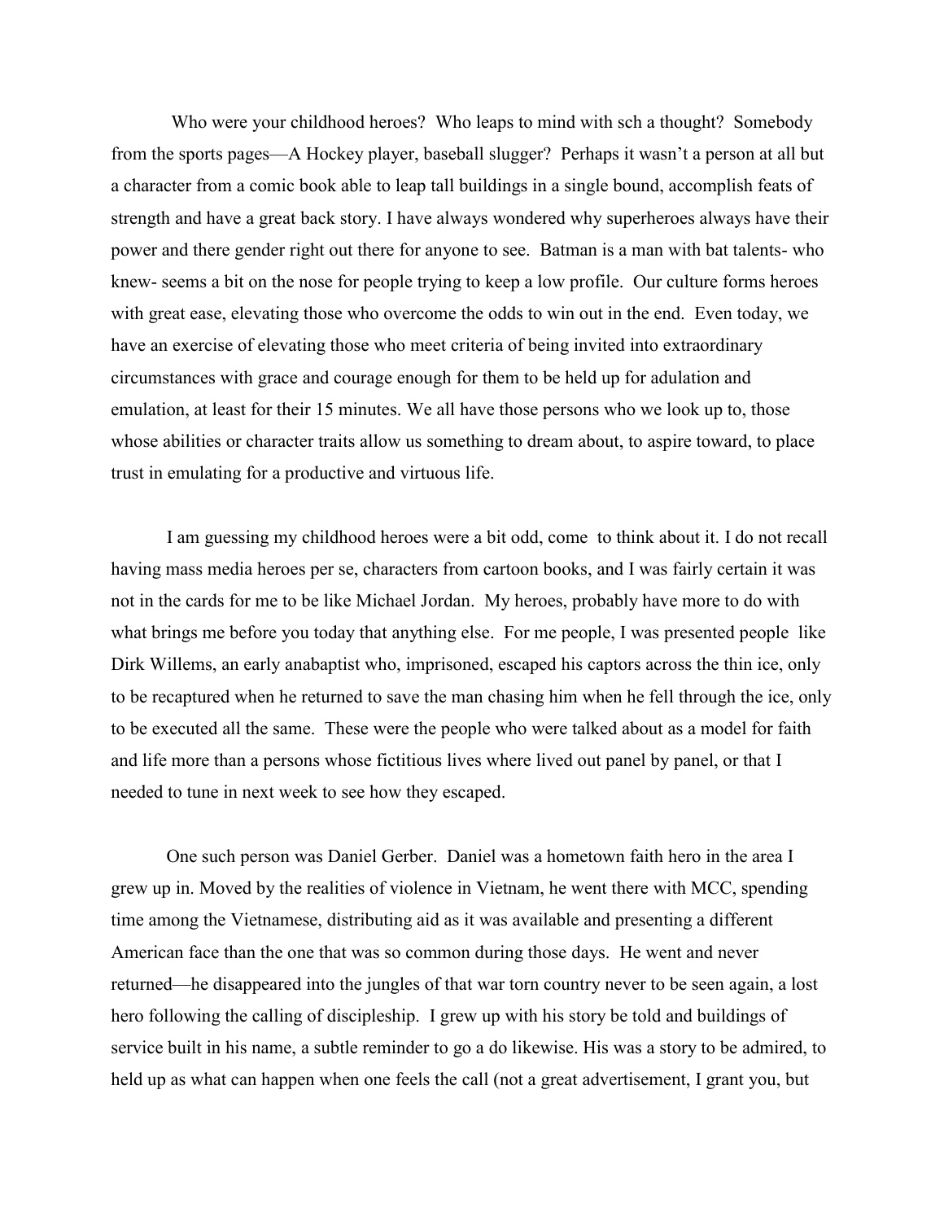Who were your childhood heroes? Who leaps to mind with sch a thought? Somebody from the sports pages—A Hockey player, baseball slugger? Perhaps it wasn't a person at all but a character from a comic book able to leap tall buildings in a single bound, accomplish feats of strength and have a great back story. I have always wondered why superheroes always have their power and there gender right out there for anyone to see. Batman is a man with bat talents- who knew- seems a bit on the nose for people trying to keep a low profile. Our culture forms heroes with great ease, elevating those who overcome the odds to win out in the end. Even today, we have an exercise of elevating those who meet criteria of being invited into extraordinary circumstances with grace and courage enough for them to be held up for adulation and emulation, at least for their 15 minutes. We all have those persons who we look up to, those whose abilities or character traits allow us something to dream about, to aspire toward, to place trust in emulating for a productive and virtuous life.

I am guessing my childhood heroes were a bit odd, come to think about it. I do not recall having mass media heroes per se, characters from cartoon books, and I was fairly certain it was not in the cards for me to be like Michael Jordan. My heroes, probably have more to do with what brings me before you today that anything else. For me people, I was presented people like Dirk Willems, an early anabaptist who, imprisoned, escaped his captors across the thin ice, only to be recaptured when he returned to save the man chasing him when he fell through the ice, only to be executed all the same. These were the people who were talked about as a model for faith and life more than a persons whose fictitious lives where lived out panel by panel, or that I needed to tune in next week to see how they escaped.

One such person was Daniel Gerber. Daniel was a hometown faith hero in the area I grew up in. Moved by the realities of violence in Vietnam, he went there with MCC, spending time among the Vietnamese, distributing aid as it was available and presenting a different American face than the one that was so common during those days. He went and never returned—he disappeared into the jungles of that war torn country never to be seen again, a lost hero following the calling of discipleship. I grew up with his story be told and buildings of service built in his name, a subtle reminder to go a do likewise. His was a story to be admired, to held up as what can happen when one feels the call (not a great advertisement, I grant you, but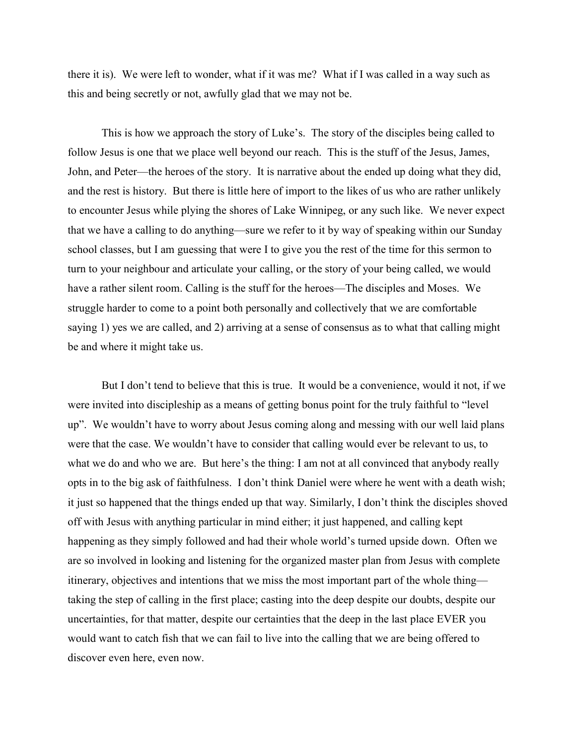there it is). We were left to wonder, what if it was me? What if I was called in a way such as this and being secretly or not, awfully glad that we may not be.

This is how we approach the story of Luke's. The story of the disciples being called to follow Jesus is one that we place well beyond our reach. This is the stuff of the Jesus, James, John, and Peter—the heroes of the story. It is narrative about the ended up doing what they did, and the rest is history. But there is little here of import to the likes of us who are rather unlikely to encounter Jesus while plying the shores of Lake Winnipeg, or any such like. We never expect that we have a calling to do anything—sure we refer to it by way of speaking within our Sunday school classes, but I am guessing that were I to give you the rest of the time for this sermon to turn to your neighbour and articulate your calling, or the story of your being called, we would have a rather silent room. Calling is the stuff for the heroes—The disciples and Moses. We struggle harder to come to a point both personally and collectively that we are comfortable saying 1) yes we are called, and 2) arriving at a sense of consensus as to what that calling might be and where it might take us.

But I don't tend to believe that this is true. It would be a convenience, would it not, if we were invited into discipleship as a means of getting bonus point for the truly faithful to "level up". We wouldn't have to worry about Jesus coming along and messing with our well laid plans were that the case. We wouldn't have to consider that calling would ever be relevant to us, to what we do and who we are. But here's the thing: I am not at all convinced that anybody really opts in to the big ask of faithfulness. I don't think Daniel were where he went with a death wish; it just so happened that the things ended up that way. Similarly, I don't think the disciples shoved off with Jesus with anything particular in mind either; it just happened, and calling kept happening as they simply followed and had their whole world's turned upside down. Often we are so involved in looking and listening for the organized master plan from Jesus with complete itinerary, objectives and intentions that we miss the most important part of the whole thing—taking the step of calling in the first place; casting into the deep despite our doubts, despite our uncertainties, for that matter, despite our certainties that the deep in the last place EVER you would want to catch fish that we can fail to live into the calling that we are being offered to discover even here, even now.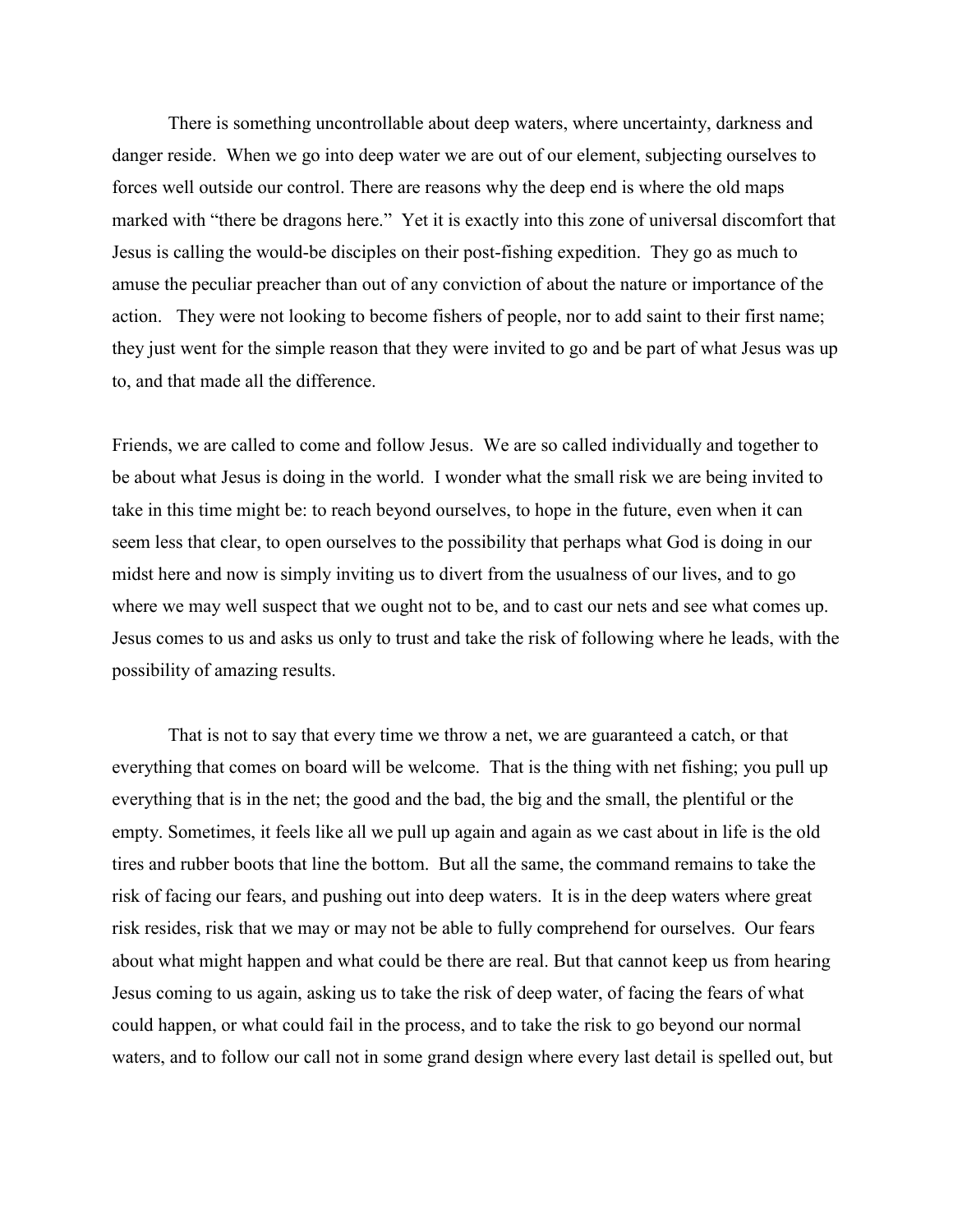There is something uncontrollable about deep waters, where uncertainty, darkness and danger reside. When we go into deep water we are out of our element, subjecting ourselves to forces well outside our control. There are reasons why the deep end is where the old maps marked with "there be dragons here." Yet it is exactly into this zone of universal discomfort that Jesus is calling the would-be disciples on their post-fishing expedition. They go as much to amuse the peculiar preacher than out of any conviction of about the nature or importance of the action. They were not looking to become fishers of people, nor to add saint to their first name; they just went for the simple reason that they were invited to go and be part of what Jesus was up to, and that made all the difference.

Friends, we are called to come and follow Jesus. We are so called individually and together to be about what Jesus is doing in the world. I wonder what the small risk we are being invited to take in this time might be: to reach beyond ourselves, to hope in the future, even when it can seem less that clear, to open ourselves to the possibility that perhaps what God is doing in our midst here and now is simply inviting us to divert from the usualness of our lives, and to go where we may well suspect that we ought not to be, and to cast our nets and see what comes up. Jesus comes to us and asks us only to trust and take the risk of following where he leads, with the possibility of amazing results.

That is not to say that every time we throw a net, we are guaranteed a catch, or that everything that comes on board will be welcome. That is the thing with net fishing; you pull up everything that is in the net; the good and the bad, the big and the small, the plentiful or the empty. Sometimes, it feels like all we pull up again and again as we cast about in life is the old tires and rubber boots that line the bottom. But all the same, the command remains to take the risk of facing our fears, and pushing out into deep waters. It is in the deep waters where great risk resides, risk that we may or may not be able to fully comprehend for ourselves. Our fears about what might happen and what could be there are real. But that cannot keep us from hearing Jesus coming to us again, asking us to take the risk of deep water, of facing the fears of what could happen, or what could fail in the process, and to take the risk to go beyond our normal waters, and to follow our call not in some grand design where every last detail is spelled out, but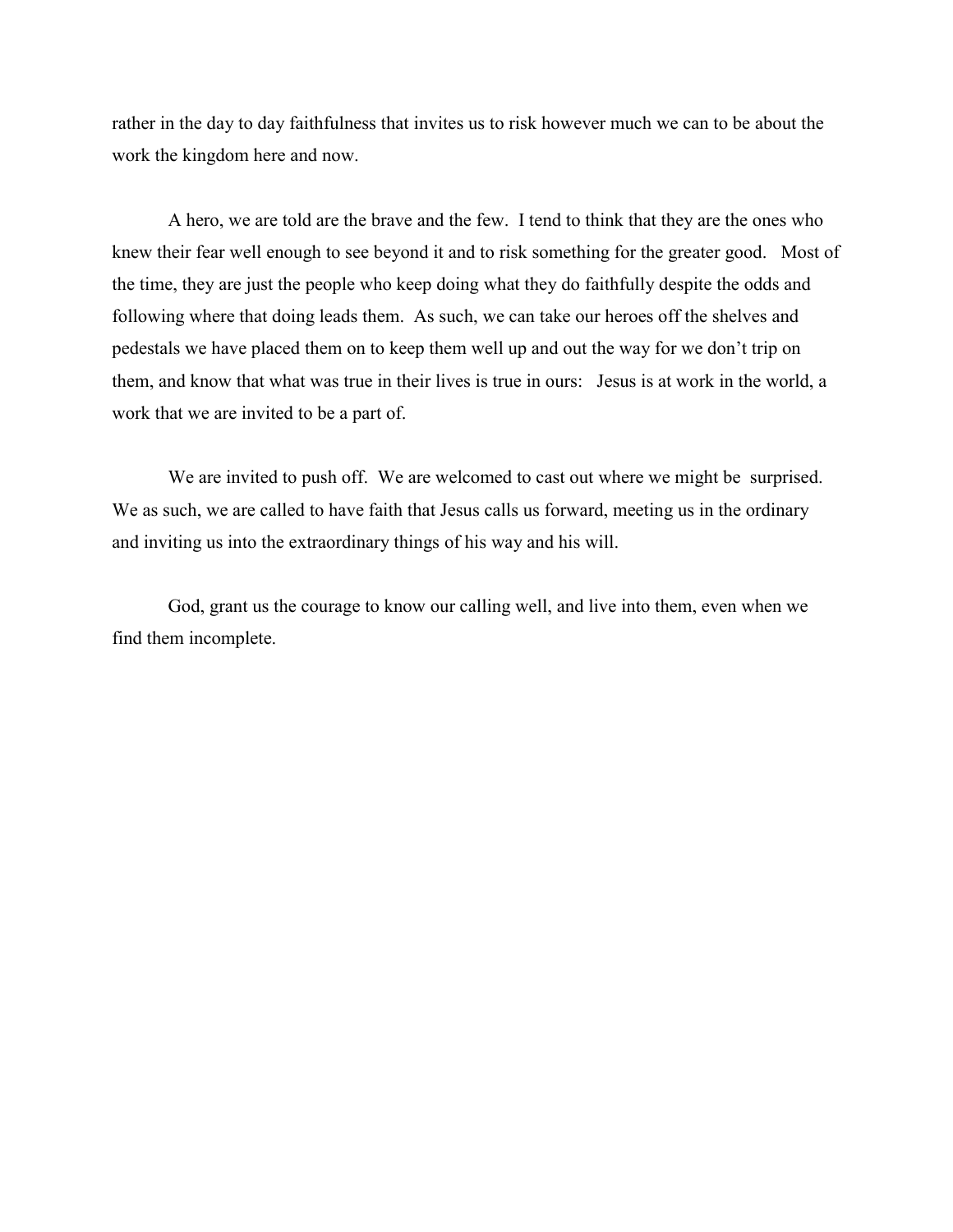rather in the day to day faithfulness that invites us to risk however much we can to be about the work the kingdom here and now.

A hero, we are told are the brave and the few. I tend to think that they are the ones who knew their fear well enough to see beyond it and to risk something for the greater good. Most of the time, they are just the people who keep doing what they do faithfully despite the odds and following where that doing leads them. As such, we can take our heroes off the shelves and pedestals we have placed them on to keep them well up and out the way for we don't trip on them, and know that what was true in their lives is true in ours: Jesus is at work in the world, a work that we are invited to be a part of.

We are invited to push off. We are welcomed to cast out where we might be surprised. We as such, we are called to have faith that Jesus calls us forward, meeting us in the ordinary and inviting us into the extraordinary things of his way and his will.

God, grant us the courage to know our calling well, and live into them, even when we find them incomplete.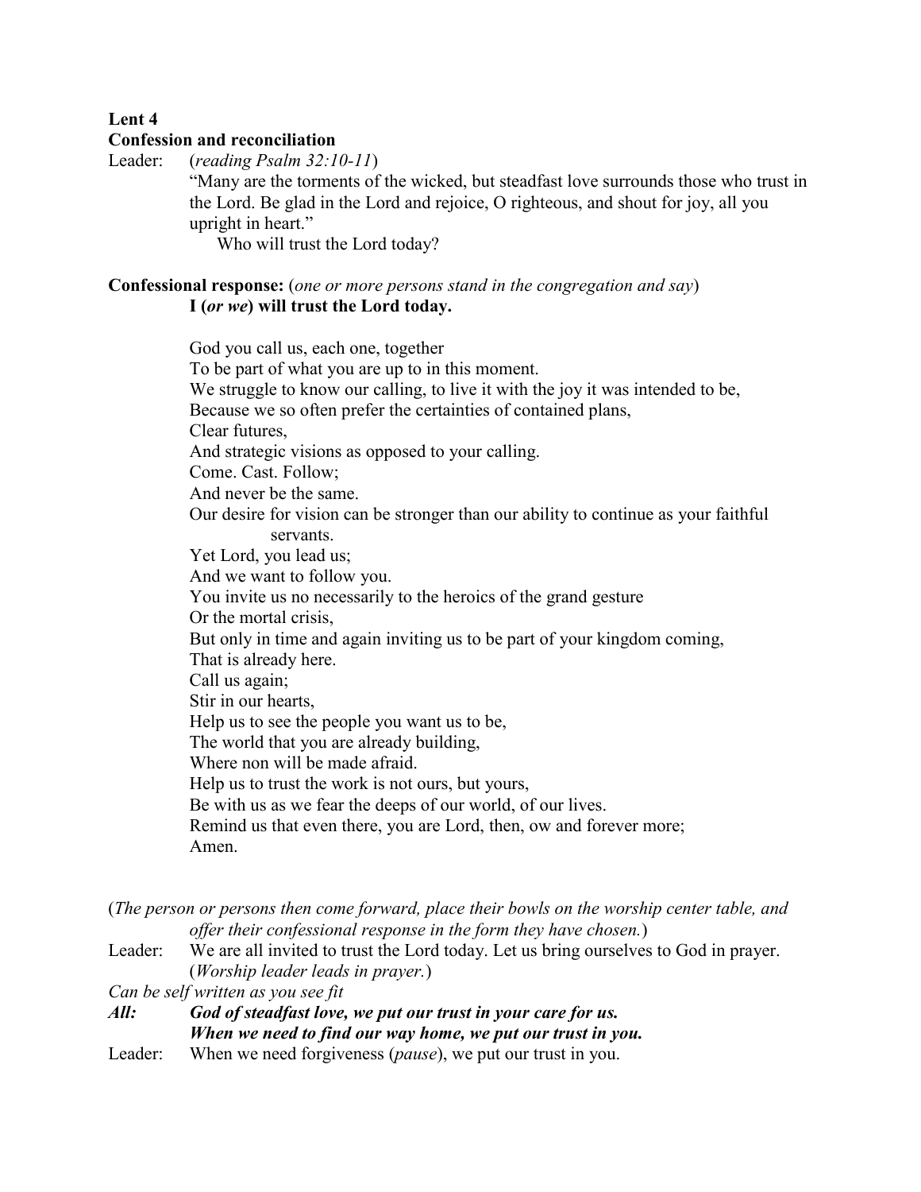**Lent 4**
**Confession and reconciliation**

Leader: (*reading Psalm 32:10-11*)
"Many are the torments of the wicked, but steadfast love surrounds those who trust in the Lord. Be glad in the Lord and rejoice, O righteous, and shout for joy, all you upright in heart."
Who will trust the Lord today?

**Confessional response:** (*one or more persons stand in the congregation and say*)
**I (*or we*) will trust the Lord today.**

God you call us, each one, together
To be part of what you are up to in this moment.
We struggle to know our calling, to live it with the joy it was intended to be,
Because we so often prefer the certainties of contained plans,
Clear futures,
And strategic visions as opposed to your calling.
Come. Cast. Follow;
And never be the same.
Our desire for vision can be stronger than our ability to continue as your faithful servants.
Yet Lord, you lead us;
And we want to follow you.
You invite us no necessarily to the heroics of the grand gesture
Or the mortal crisis,
But only in time and again inviting us to be part of your kingdom coming,
That is already here.
Call us again;
Stir in our hearts,
Help us to see the people you want us to be,
The world that you are already building,
Where non will be made afraid.
Help us to trust the work is not ours, but yours,
Be with us as we fear the deeps of our world, of our lives.
Remind us that even there, you are Lord, then, ow and forever more;
Amen.

(*The person or persons then come forward, place their bowls on the worship center table, and offer their confessional response in the form they have chosen.*)

Leader: We are all invited to trust the Lord today. Let us bring ourselves to God in prayer. (*Worship leader leads in prayer.*)

*Can be self written as you see fit*

***All: God of steadfast love, we put our trust in your care for us.***
***When we need to find our way home, we put our trust in you.***

Leader: When we need forgiveness (*pause*), we put our trust in you.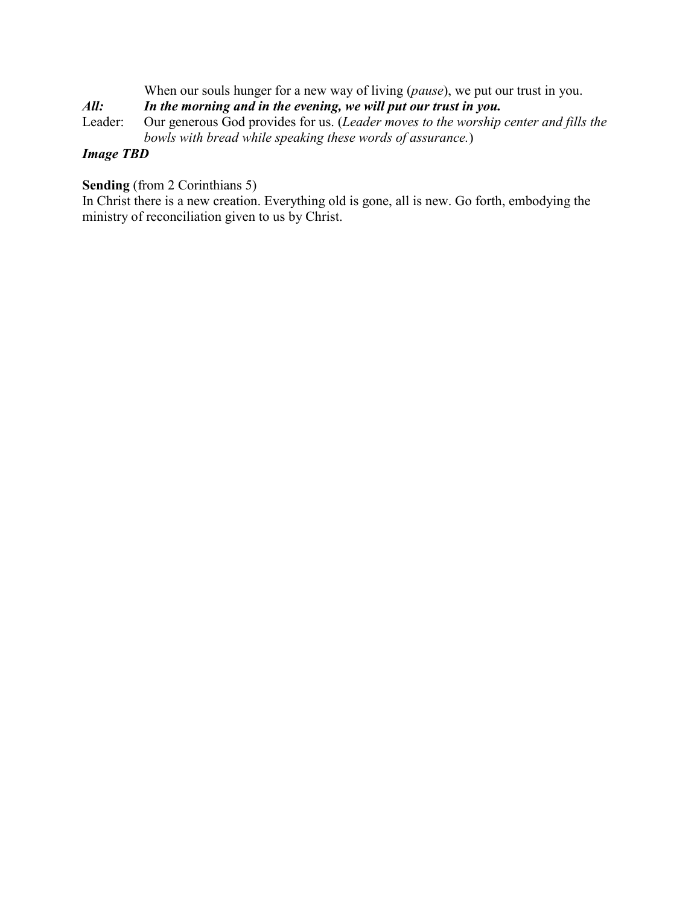When our souls hunger for a new way of living (*pause*), we put our trust in you.

***All:*** ***In the morning and in the evening, we will put our trust in you.***

Leader: Our generous God provides for us. (*Leader moves to the worship center and fills the bowls with bread while speaking these words of assurance.*)

***Image TBD***

**Sending** (from 2 Corinthians 5)

In Christ there is a new creation. Everything old is gone, all is new. Go forth, embodying the ministry of reconciliation given to us by Christ.